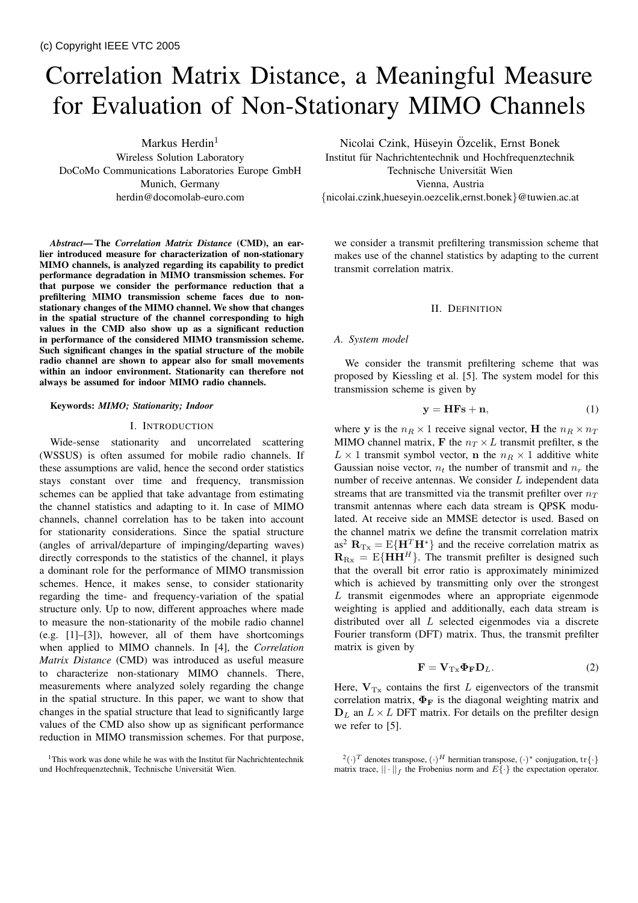(c) Copyright IEEE VTC 2005

# Correlation Matrix Distance, a Meaningful Measure for Evaluation of Non-Stationary MIMO Channels

Markus Herdin[1]
Wireless Solution Laboratory
DoCoMo Communications Laboratories Europe GmbH
Munich, Germany
herdin@docomolab-euro.com

Nicolai Czink, Hüseyin Özcelik, Ernst Bonek
Institut für Nachrichtentechnik und Hochfrequenztechnik
Technische Universität Wien
Vienna, Austria
{nicolai.czink,hueseyin.oezcelik,ernst.bonek}@tuwien.ac.at

***Abstract*— The *Correlation Matrix Distance* (CMD), an earlier introduced measure for characterization of non-stationary MIMO channels, is analyzed regarding its capability to predict performance degradation in MIMO transmission schemes. For that purpose we consider the performance reduction that a prefiltering MIMO transmission scheme faces due to non-stationary changes of the MIMO channel. We show that changes in the spatial structure of the channel corresponding to high values in the CMD also show up as a significant reduction in performance of the considered MIMO transmission scheme. Such significant changes in the spatial structure of the mobile radio channel are shown to appear also for small movements within an indoor environment. Stationarity can therefore not always be assumed for indoor MIMO radio channels.**

***Keywords:* *MIMO; Stationarity; Indoor***

## I. Introduction

Wide-sense stationarity and uncorrelated scattering (WSSUS) is often assumed for mobile radio channels. If these assumptions are valid, hence the second order statistics stays constant over time and frequency, transmission schemes can be applied that take advantage from estimating the channel statistics and adapting to it. In case of MIMO channels, channel correlation has to be taken into account for stationarity considerations. Since the spatial structure (angles of arrival/departure of impinging/departing waves) directly corresponds to the statistics of the channel, it plays a dominant role for the performance of MIMO transmission schemes. Hence, it makes sense, to consider stationarity regarding the time- and frequency-variation of the spatial structure only. Up to now, different approaches where made to measure the non-stationarity of the mobile radio channel (e.g. [1]–[3]), however, all of them have shortcomings when applied to MIMO channels. In [4], the *Correlation Matrix Distance* (CMD) was introduced as useful measure to characterize non-stationary MIMO channels. There, measurements where analyzed solely regarding the change in the spatial structure. In this paper, we want to show that changes in the spatial structure that lead to significantly large values of the CMD also show up as significant performance reduction in MIMO transmission schemes. For that purpose, we consider a transmit prefiltering transmission scheme that makes use of the channel statistics by adapting to the current transmit correlation matrix.

[1]This work was done while he was with the Institut für Nachrichtentechnik und Hochfrequenztechnik, Technische Universität Wien.

## II. Definition

### A. System model

We consider the transmit prefiltering scheme that was proposed by Kiessling et al. [5]. The system model for this transmission scheme is given by

$$\mathbf{y} = \mathbf{H}\mathbf{F}\mathbf{s} + \mathbf{n}, \tag{1}$$

where $\mathbf{y}$ is the $n_R \times 1$ receive signal vector, $\mathbf{H}$ the $n_R \times n_T$ MIMO channel matrix, $\mathbf{F}$ the $n_T \times L$ transmit prefilter, $\mathbf{s}$ the $L \times 1$ transmit symbol vector, $\mathbf{n}$ the $n_R \times 1$ additive white Gaussian noise vector, $n_t$ the number of transmit and $n_r$ the number of receive antennas. We consider $L$ independent data streams that are transmitted via the transmit prefilter over $n_T$ transmit antennas where each data stream is QPSK modulated. At receive side an MMSE detector is used. Based on the channel matrix we define the transmit correlation matrix as[2] $\mathbf{R}_{\mathrm{Tx}} = \mathrm{E}\{\mathbf{H}^T\mathbf{H}^*\}$ and the receive correlation matrix as $\mathbf{R}_{\mathrm{Rx}} = \mathrm{E}\{\mathbf{H}\mathbf{H}^H\}$. The transmit prefilter is designed such that the overall bit error ratio is approximately minimized which is achieved by transmitting only over the strongest $L$ transmit eigenmodes where an appropriate eigenmode weighting is applied and additionally, each data stream is distributed over all $L$ selected eigenmodes via a discrete Fourier transform (DFT) matrix. Thus, the transmit prefilter matrix is given by

$$\mathbf{F} = \mathbf{V}_{\mathrm{Tx}}\mathbf{\Phi}_{\mathbf{F}}\mathbf{D}_L. \tag{2}$$

Here, $\mathbf{V}_{\mathrm{Tx}}$ contains the first $L$ eigenvectors of the transmit correlation matrix, $\mathbf{\Phi}_{\mathbf{F}}$ is the diagonal weighting matrix and $\mathbf{D}_L$ an $L \times L$ DFT matrix. For details on the prefilter design we refer to [5].

[2]$(\cdot)^T$ denotes transpose, $(\cdot)^H$ hermitian transpose, $(\cdot)^*$ conjugation, $\mathrm{tr}\{\cdot\}$ matrix trace, $||\cdot||_f$ the Frobenius norm and $E\{\cdot\}$ the expectation operator.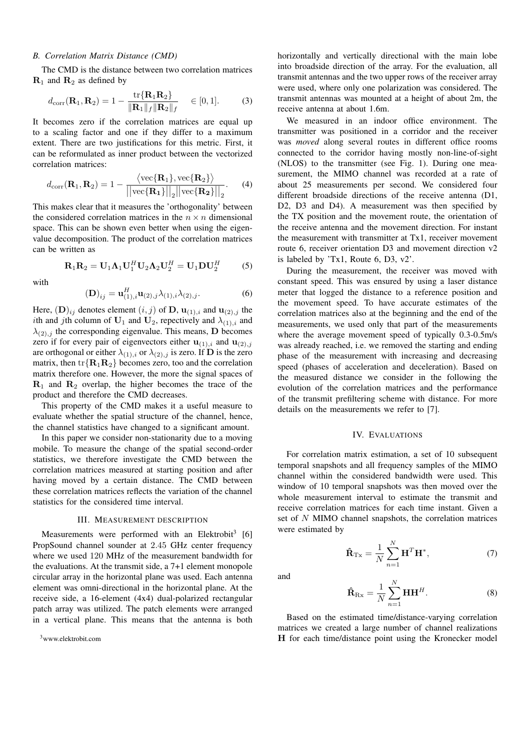### B. Correlation Matrix Distance (CMD)

The CMD is the distance between two correlation matrices $\mathbf{R}_1$ and $\mathbf{R}_2$ as defined by

$$d_{\text{corr}}(\mathbf{R}_1, \mathbf{R}_2) = 1 - \frac{\text{tr}\{\mathbf{R}_1 \mathbf{R}_2\}}{\|\mathbf{R}_1\|_f \|\mathbf{R}_2\|_f} \quad \in [0, 1]. \tag{3}$$

It becomes zero if the correlation matrices are equal up to a scaling factor and one if they differ to a maximum extent. There are two justifications for this metric. First, it can be reformulated as inner product between the vectorized correlation matrices:

$$d_{\text{corr}}(\mathbf{R}_1, \mathbf{R}_2) = 1 - \frac{\left\langle \text{vec}\{\mathbf{R}_1\}, \text{vec}\{\mathbf{R}_2\} \right\rangle}{\left|\left|\text{vec}\{\mathbf{R_1}\}\right|\right|_2 \left|\left|\text{vec}\{\mathbf{R_2}\}\right|\right|_2}. \tag{4}$$

This makes clear that it measures the 'orthogonality' between the considered correlation matrices in the $n \times n$ dimensional space. This can be shown even better when using the eigenvalue decomposition. The product of the correlation matrices can be written as

$$\mathbf{R}_1 \mathbf{R}_2 = \mathbf{U}_1 \mathbf{\Lambda}_1 \mathbf{U}_1^H \mathbf{U}_2 \mathbf{\Lambda}_2 \mathbf{U}_2^H = \mathbf{U}_1 \mathbf{D} \mathbf{U}_2^H \tag{5}$$

with

$$(\mathbf{D})_{ij} = \mathbf{u}_{(1),i}^H \mathbf{u}_{(2),j} \lambda_{(1),i} \lambda_{(2),j}. \tag{6}$$

Here, $(\mathbf{D})_{ij}$ denotes element $(i, j)$ of $\mathbf{D}$, $\mathbf{u}_{(1),i}$ and $\mathbf{u}_{(2),j}$ the $i$th and $j$th column of $\mathbf{U}_1$ and $\mathbf{U}_2$, repectively and $\lambda_{(1),i}$ and $\lambda_{(2),j}$ the corresponding eigenvalue. This means, $\mathbf{D}$ becomes zero if for every pair of eigenvectors either $\mathbf{u}_{(1),i}$ and $\mathbf{u}_{(2),j}$ are orthogonal or either $\lambda_{(1),i}$ or $\lambda_{(2),j}$ is zero. If $\mathbf{D}$ is the zero matrix, then $\text{tr}\{\mathbf{R}_1 \mathbf{R}_2\}$ becomes zero, too and the correlation matrix therefore one. However, the more the signal spaces of $\mathbf{R}_1$ and $\mathbf{R}_2$ overlap, the higher becomes the trace of the product and therefore the CMD decreases.

This property of the CMD makes it a useful measure to evaluate whether the spatial structure of the channel, hence, the channel statistics have changed to a significant amount.

In this paper we consider non-stationarity due to a moving mobile. To measure the change of the spatial second-order statistics, we therefore investigate the CMD between the correlation matrices measured at starting position and after having moved by a certain distance. The CMD between these correlation matrices reflects the variation of the channel statistics for the considered time interval.

## III. Measurement Description

Measurements were performed with an Elektrobit[3] [6] PropSound channel sounder at 2.45 GHz center frequency where we used 120 MHz of the measurement bandwidth for the evaluations. At the transmit side, a 7+1 element monopole circular array in the horizontal plane was used. Each antenna element was omni-directional in the horizontal plane. At the receive side, a 16-element (4x4) dual-polarized rectangular patch array was utilized. The patch elements were arranged in a vertical plane. This means that the antenna is both horizontally and vertically directional with the main lobe into broadside direction of the array. For the evaluation, all transmit antennas and the two upper rows of the receiver array were used, where only one polarization was considered. The transmit antennas was mounted at a height of about 2m, the receive antenna at about 1.6m.

We measured in an indoor office environment. The transmitter was positioned in a corridor and the receiver was *moved* along several routes in different office rooms connected to the corridor having mostly non-line-of-sight (NLOS) to the transmitter (see Fig. 1). During one measurement, the MIMO channel was recorded at a rate of about 25 measurements per second. We considered four different broadside directions of the receive antenna (D1, D2, D3 and D4). A measurement was then specified by the TX position and the movement route, the orientation of the receive antenna and the movement direction. For instant the measurement with transmitter at Tx1, receiver movement route 6, receiver orientation D3 and movement direction v2 is labeled by 'Tx1, Route 6, D3, v2'.

During the measurement, the receiver was moved with constant speed. This was ensured by using a laser distance meter that logged the distance to a reference position and the movement speed. To have accurate estimates of the correlation matrices also at the beginning and the end of the measurements, we used only that part of the measurements where the average movement speed of typically 0.3-0.5m/s was already reached, i.e. we removed the starting and ending phase of the measurement with increasing and decreasing speed (phases of acceleration and deceleration). Based on the measured distance we consider in the following the evolution of the correlation matrices and the performance of the transmit prefiltering scheme with distance. For more details on the measurements we refer to [7].

## IV. Evaluations

For correlation matrix estimation, a set of 10 subsequent temporal snapshots and all frequency samples of the MIMO channel within the considered bandwidth were used. This window of 10 temporal snapshots was then moved over the whole measurement interval to estimate the transmit and receive correlation matrices for each time instant. Given a set of $N$ MIMO channel snapshots, the correlation matrices were estimated by

$$\hat{\mathbf{R}}_{\text{Tx}} = \frac{1}{N} \sum_{n=1}^{N} \mathbf{H}^T \mathbf{H}^*, \tag{7}$$

and

$$\hat{\mathbf{R}}_{\text{Rx}} = \frac{1}{N} \sum_{n=1}^{N} \mathbf{H} \mathbf{H}^H. \tag{8}$$

Based on the estimated time/distance-varying correlation matrices we created a large number of channel realizations $\mathbf{H}$ for each time/distance point using the Kronecker model

[3] www.elektrobit.com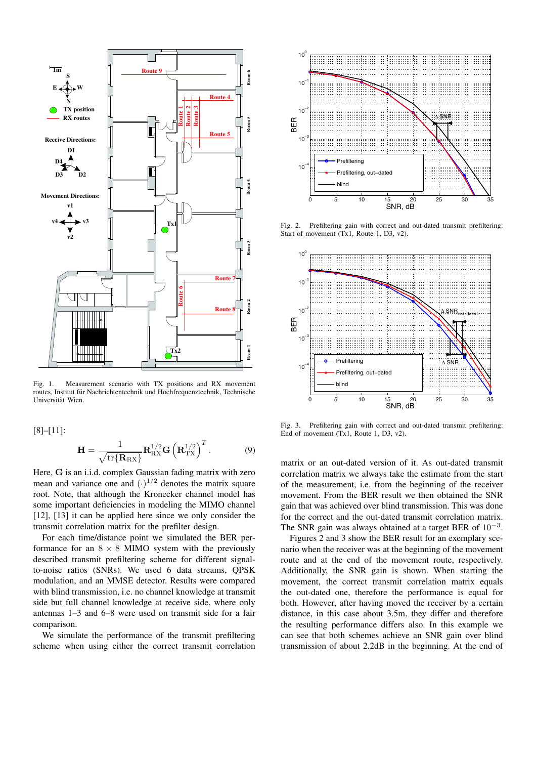Fig. 1. Measurement scenario with TX positions and RX movement routes, Institut für Nachrichtentechnik und Hochfrequenztechnik, Technische Universität Wien.

[8]–[11]:

$$\mathbf{H} = \frac{1}{\sqrt{\operatorname{tr}\{\mathbf{R}_{\mathrm{RX}}\}}} \mathbf{R}_{\mathrm{RX}}^{1/2} \mathbf{G} \left( \mathbf{R}_{\mathrm{TX}}^{1/2} \right)^{T}. \tag{9}$$

Here, $\mathbf{G}$ is an i.i.d. complex Gaussian fading matrix with zero mean and variance one and $(\cdot)^{1/2}$ denotes the matrix square root. Note, that although the Kronecker channel model has some important deficiencies in modeling the MIMO channel [12], [13] it can be applied here since we only consider the transmit correlation matrix for the prefilter design.

For each time/distance point we simulated the BER performance for an $8 \times 8$ MIMO system with the previously described transmit prefiltering scheme for different signal-to-noise ratios (SNRs). We used 6 data streams, QPSK modulation, and an MMSE detector. Results were compared with blind transmission, i.e. no channel knowledge at transmit side but full channel knowledge at receive side, where only antennas 1–3 and 6–8 were used on transmit side for a fair comparison.

We simulate the performance of the transmit prefiltering scheme when using either the correct transmit correlation matrix or an out-dated version of it. As out-dated transmit correlation matrix we always take the estimate from the start of the measurement, i.e. from the beginning of the receiver movement. From the BER result we then obtained the SNR gain that was achieved over blind transmission. This was done for the correct and the out-dated transmit correlation matrix. The SNR gain was always obtained at a target BER of $10^{-3}$.

Fig. 2. Prefiltering gain with correct and out-dated transmit prefiltering: Start of movement (Tx1, Route 1, D3, v2).

Fig. 3. Prefiltering gain with correct and out-dated transmit prefiltering: End of movement (Tx1, Route 1, D3, v2).

Figures 2 and 3 show the BER result for an exemplary scenario when the receiver was at the beginning of the movement route and at the end of the movement route, respectively. Additionally, the SNR gain is shown. When starting the movement, the correct transmit correlation matrix equals the out-dated one, therefore the performance is equal for both. However, after having moved the receiver by a certain distance, in this case about 3.5m, they differ and therefore the resulting performance differs also. In this example we can see that both schemes achieve an SNR gain over blind transmission of about 2.2dB in the beginning. At the end of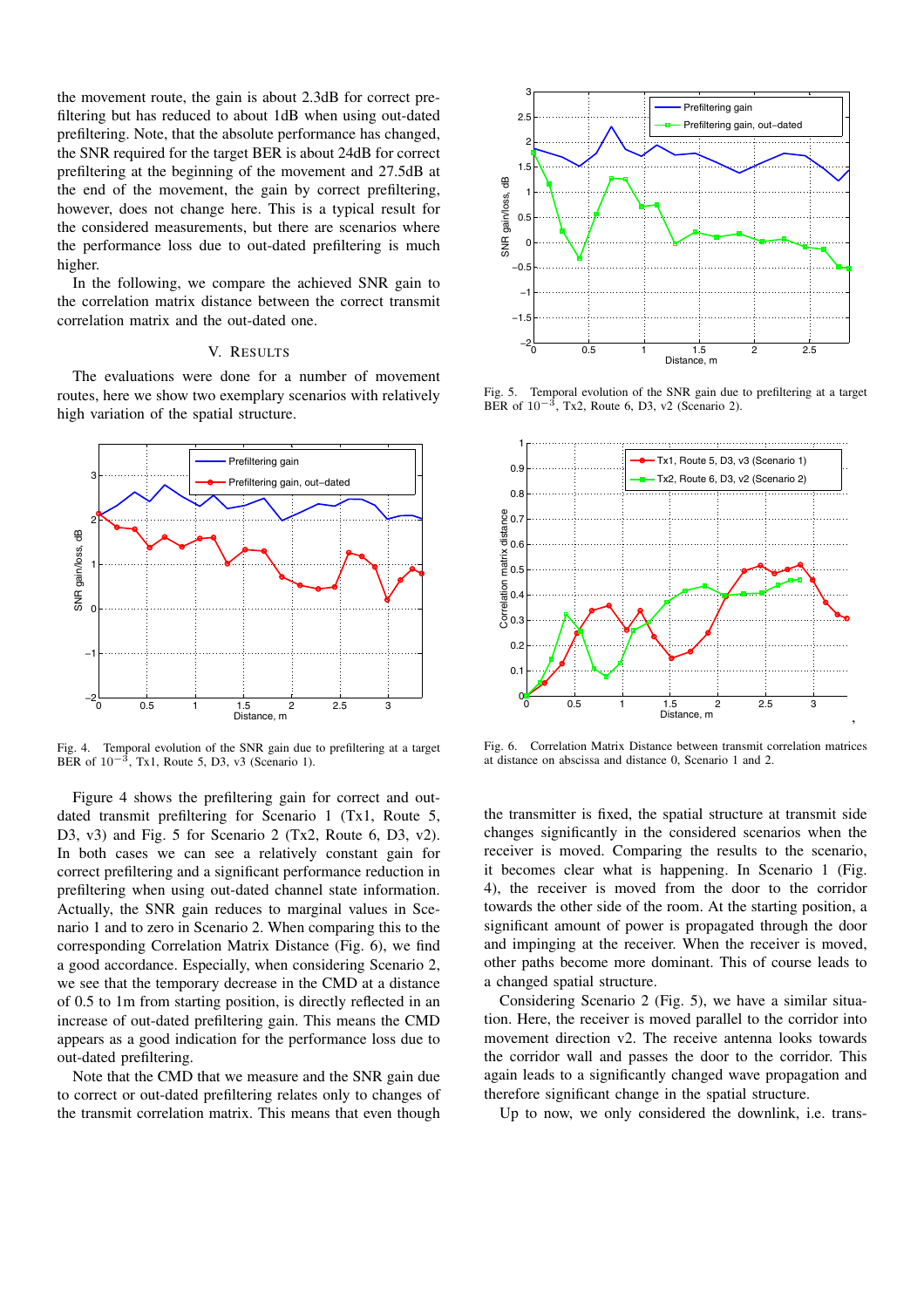the movement route, the gain is about 2.3dB for correct prefiltering but has reduced to about 1dB when using out-dated prefiltering. Note, that the absolute performance has changed, the SNR required for the target BER is about 24dB for correct prefiltering at the beginning of the movement and 27.5dB at the end of the movement, the gain by correct prefiltering, however, does not change here. This is a typical result for the considered measurements, but there are scenarios where the performance loss due to out-dated prefiltering is much higher.

In the following, we compare the achieved SNR gain to the correlation matrix distance between the correct transmit correlation matrix and the out-dated one.

## V. RESULTS

The evaluations were done for a number of movement routes, here we show two exemplary scenarios with relatively high variation of the spatial structure.

Fig. 4. Temporal evolution of the SNR gain due to prefiltering at a target BER of $10^{-3}$, Tx1, Route 5, D3, v3 (Scenario 1).

Figure 4 shows the prefiltering gain for correct and out-dated transmit prefiltering for Scenario 1 (Tx1, Route 5, D3, v3) and Fig. 5 for Scenario 2 (Tx2, Route 6, D3, v2). In both cases we can see a relatively constant gain for correct prefiltering and a significant performance reduction in prefiltering when using out-dated channel state information. Actually, the SNR gain reduces to marginal values in Scenario 1 and to zero in Scenario 2. When comparing this to the corresponding Correlation Matrix Distance (Fig. 6), we find a good accordance. Especially, when considering Scenario 2, we see that the temporary decrease in the CMD at a distance of 0.5 to 1m from starting position, is directly reflected in an increase of out-dated prefiltering gain. This means the CMD appears as a good indication for the performance loss due to out-dated prefiltering.

Note that the CMD that we measure and the SNR gain due to correct or out-dated prefiltering relates only to changes of the transmit correlation matrix. This means that even though

Fig. 5. Temporal evolution of the SNR gain due to prefiltering at a target BER of $10^{-3}$, Tx2, Route 6, D3, v2 (Scenario 2).

Fig. 6. Correlation Matrix Distance between transmit correlation matrices at distance on abscissa and distance 0, Scenario 1 and 2.

the transmitter is fixed, the spatial structure at transmit side changes significantly in the considered scenarios when the receiver is moved. Comparing the results to the scenario, it becomes clear what is happening. In Scenario 1 (Fig. 4), the receiver is moved from the door to the corridor towards the other side of the room. At the starting position, a significant amount of power is propagated through the door and impinging at the receiver. When the receiver is moved, other paths become more dominant. This of course leads to a changed spatial structure.

Considering Scenario 2 (Fig. 5), we have a similar situation. Here, the receiver is moved parallel to the corridor into movement direction v2. The receive antenna looks towards the corridor wall and passes the door to the corridor. This again leads to a significantly changed wave propagation and therefore significant change in the spatial structure.

Up to now, we only considered the downlink, i.e. trans-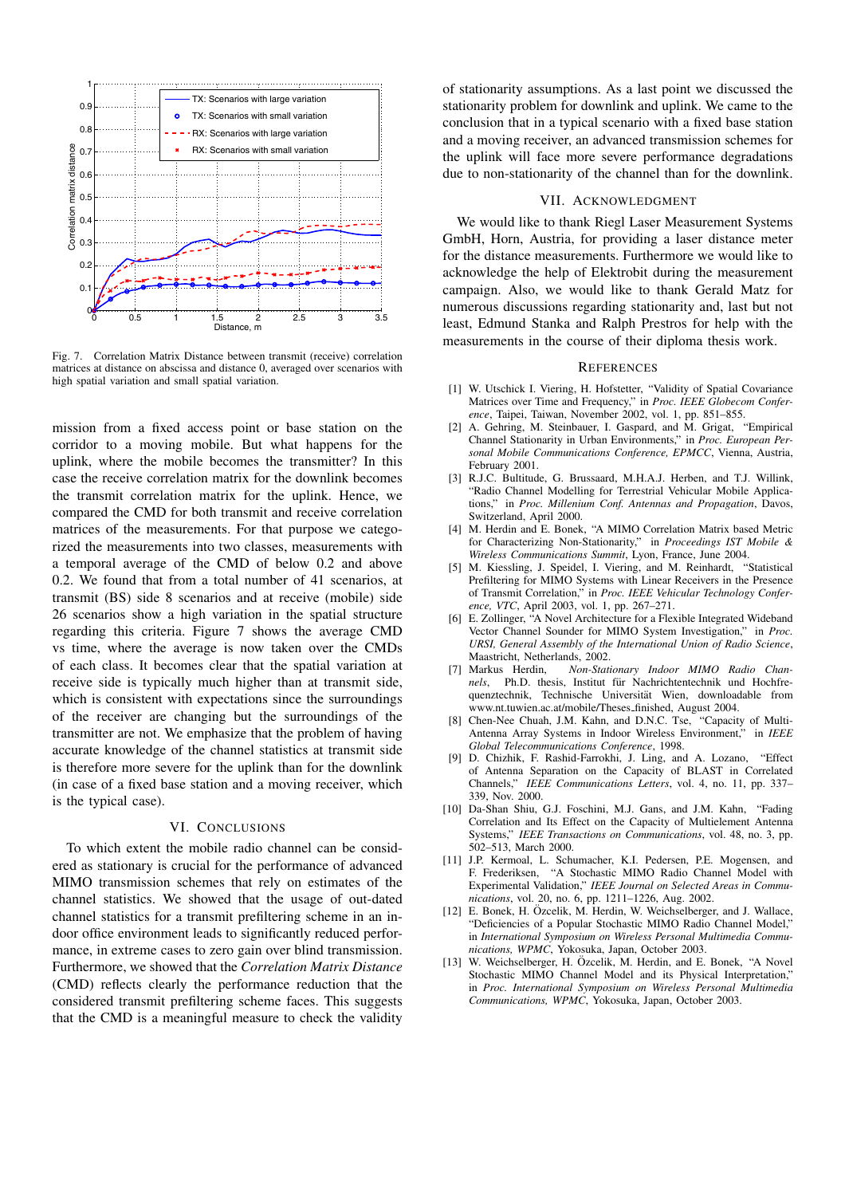0
0.1
0.2
0.3
0.4
0.5
0.6
0.7
0.8
0.9
1

Correlation matrix distance

0
0.5
1
1.5
2
2.5
3
3.5

Distance, m

TX: Scenarios with large variation
TX: Scenarios with small variation
RX: Scenarios with large variation
RX: Scenarios with small variation

Fig. 7. Correlation Matrix Distance between transmit (receive) correlation matrices at distance on abscissa and distance 0, averaged over scenarios with high spatial variation and small spatial variation.

mission from a fixed access point or base station on the corridor to a moving mobile. But what happens for the uplink, where the mobile becomes the transmitter? In this case the receive correlation matrix for the downlink becomes the transmit correlation matrix for the uplink. Hence, we compared the CMD for both transmit and receive correlation matrices of the measurements. For that purpose we categorized the measurements into two classes, measurements with a temporal average of the CMD of below 0.2 and above 0.2. We found that from a total number of 41 scenarios, at transmit (BS) side 8 scenarios and at receive (mobile) side 26 scenarios show a high variation in the spatial structure regarding this criteria. Figure 7 shows the average CMD vs time, where the average is now taken over the CMDs of each class. It becomes clear that the spatial variation at receive side is typically much higher than at transmit side, which is consistent with expectations since the surroundings of the receiver are changing but the surroundings of the transmitter are not. We emphasize that the problem of having accurate knowledge of the channel statistics at transmit side is therefore more severe for the uplink than for the downlink (in case of a fixed base station and a moving receiver, which is the typical case).

## VI. Conclusions

To which extent the mobile radio channel can be considered as stationary is crucial for the performance of advanced MIMO transmission schemes that rely on estimates of the channel statistics. We showed that the usage of out-dated channel statistics for a transmit prefiltering scheme in an indoor office environment leads to significantly reduced performance, in extreme cases to zero gain over blind transmission. Furthermore, we showed that the *Correlation Matrix Distance* (CMD) reflects clearly the performance reduction that the considered transmit prefiltering scheme faces. This suggests that the CMD is a meaningful measure to check the validity of stationarity assumptions. As a last point we discussed the stationarity problem for downlink and uplink. We came to the conclusion that in a typical scenario with a fixed base station and a moving receiver, an advanced transmission schemes for the uplink will face more severe performance degradations due to non-stationarity of the channel than for the downlink.

## VII. Acknowledgment

We would like to thank Riegl Laser Measurement Systems GmbH, Horn, Austria, for providing a laser distance meter for the distance measurements. Furthermore we would like to acknowledge the help of Elektrobit during the measurement campaign. Also, we would like to thank Gerald Matz for numerous discussions regarding stationarity and, last but not least, Edmund Stanka and Ralph Prestros for help with the measurements in the course of their diploma thesis work.

## References

[1] W. Utschick I. Viering, H. Hofstetter, "Validity of Spatial Covariance Matrices over Time and Frequency," in *Proc. IEEE Globecom Conference*, Taipei, Taiwan, November 2002, vol. 1, pp. 851–855.

[2] A. Gehring, M. Steinbauer, I. Gaspard, and M. Grigat, "Empirical Channel Stationarity in Urban Environments," in *Proc. European Personal Mobile Communications Conference, EPMCC*, Vienna, Austria, February 2001.

[3] R.J.C. Bultitude, G. Brussaard, M.H.A.J. Herben, and T.J. Willink, "Radio Channel Modelling for Terrestrial Vehicular Mobile Applications," in *Proc. Millenium Conf. Antennas and Propagation*, Davos, Switzerland, April 2000.

[4] M. Herdin and E. Bonek, "A MIMO Correlation Matrix based Metric for Characterizing Non-Stationarity," in *Proceedings IST Mobile & Wireless Communications Summit*, Lyon, France, June 2004.

[5] M. Kiessling, J. Speidel, I. Viering, and M. Reinhardt, "Statistical Prefiltering for MIMO Systems with Linear Receivers in the Presence of Transmit Correlation," in *Proc. IEEE Vehicular Technology Conference, VTC*, April 2003, vol. 1, pp. 267–271.

[6] E. Zollinger, "A Novel Architecture for a Flexible Integrated Wideband Vector Channel Sounder for MIMO System Investigation," in *Proc. URSI, General Assembly of the International Union of Radio Science*, Maastricht, Netherlands, 2002.

[7] Markus Herdin, *Non-Stationary Indoor MIMO Radio Channels*, Ph.D. thesis, Institut für Nachrichtentechnik und Hochfrequenztechnik, Technische Universität Wien, downloadable from www.nt.tuwien.ac.at/mobile/Theses_finished, August 2004.

[8] Chen-Nee Chuah, J.M. Kahn, and D.N.C. Tse, "Capacity of Multi-Antenna Array Systems in Indoor Wireless Environment," in *IEEE Global Telecommunications Conference*, 1998.

[9] D. Chizhik, F. Rashid-Farrokhi, J. Ling, and A. Lozano, "Effect of Antenna Separation on the Capacity of BLAST in Correlated Channels," *IEEE Communications Letters*, vol. 4, no. 11, pp. 337–339, Nov. 2000.

[10] Da-Shan Shiu, G.J. Foschini, M.J. Gans, and J.M. Kahn, "Fading Correlation and Its Effect on the Capacity of Multielement Antenna Systems," *IEEE Transactions on Communications*, vol. 48, no. 3, pp. 502–513, March 2000.

[11] J.P. Kermoal, L. Schumacher, K.I. Pedersen, P.E. Mogensen, and F. Frederiksen, "A Stochastic MIMO Radio Channel Model with Experimental Validation," *IEEE Journal on Selected Areas in Communications*, vol. 20, no. 6, pp. 1211–1226, Aug. 2002.

[12] E. Bonek, H. Özcelik, M. Herdin, W. Weichselberger, and J. Wallace, "Deficiencies of a Popular Stochastic MIMO Radio Channel Model," in *International Symposium on Wireless Personal Multimedia Communications, WPMC*, Yokosuka, Japan, October 2003.

[13] W. Weichselberger, H. Özcelik, M. Herdin, and E. Bonek, "A Novel Stochastic MIMO Channel Model and its Physical Interpretation," in *Proc. International Symposium on Wireless Personal Multimedia Communications, WPMC*, Yokosuka, Japan, October 2003.